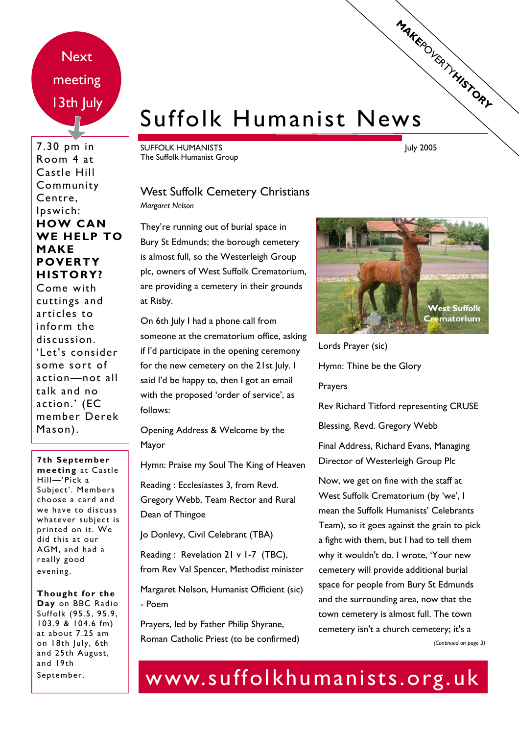# Suffolk Humanist News

SUFFOLK HUMANISTS
The Suffolk Humanist Group

July 2005

MAKEPOVERTYHISTORY

**Next meeting 13th July**

7.30 pm in Room 4 at Castle Hill Community Centre, Ipswich: **HOW CAN WE HELP TO MAKE POVERTY HISTORY?** Come with cuttings and articles to inform the discussion. 'Let's consider some sort of action—not all talk and no action.' (EC member Derek Mason).

**7th September meeting** at Castle Hill—'Pick a Subject'. Members choose a card and we have to discuss whatever subject is printed on it. We did this at our AGM, and had a really good evening.

**Thought for the Day** on BBC Radio Suffolk (95.5, 95.9, 103.9 & 104.6 fm) at about 7.25 am on 18th July, 6th and 25th August, and 19th September.

## West Suffolk Cemetery Christians

*Margaret Nelson*

They're running out of burial space in Bury St Edmunds; the borough cemetery is almost full, so the Westerleigh Group plc, owners of West Suffolk Crematorium, are providing a cemetery in their grounds at Risby.

On 6th July I had a phone call from someone at the crematorium office, asking if I'd participate in the opening ceremony for the new cemetery on the 21st July. I said I'd be happy to, then I got an email with the proposed 'order of service', as follows:

Opening Address & Welcome by the Mayor

Hymn: Praise my Soul The King of Heaven

Reading : Ecclesiastes 3, from Revd. Gregory Webb, Team Rector and Rural Dean of Thingoe

Jo Donlevy, Civil Celebrant (TBA)

Reading : Revelation 21 v 1-7 (TBC), from Rev Val Spencer, Methodist minister

Margaret Nelson, Humanist Officient (sic) - Poem

Prayers, led by Father Philip Shyrane, Roman Catholic Priest (to be confirmed)

West Suffolk Crematorium

Lords Prayer (sic)

Hymn: Thine be the Glory

Prayers

Rev Richard Titford representing CRUSE

Blessing, Revd. Gregory Webb

Final Address, Richard Evans, Managing Director of Westerleigh Group Plc

Now, we get on fine with the staff at West Suffolk Crematorium (by 'we', I mean the Suffolk Humanists' Celebrants Team), so it goes against the grain to pick a fight with them, but I had to tell them why it wouldn't do. I wrote, 'Your new cemetery will provide additional burial space for people from Bury St Edmunds and the surrounding area, now that the town cemetery is almost full. The town cemetery isn't a church cemetery; it's a

*(Continued on page 3)*

www.suffolkhumanists.org.uk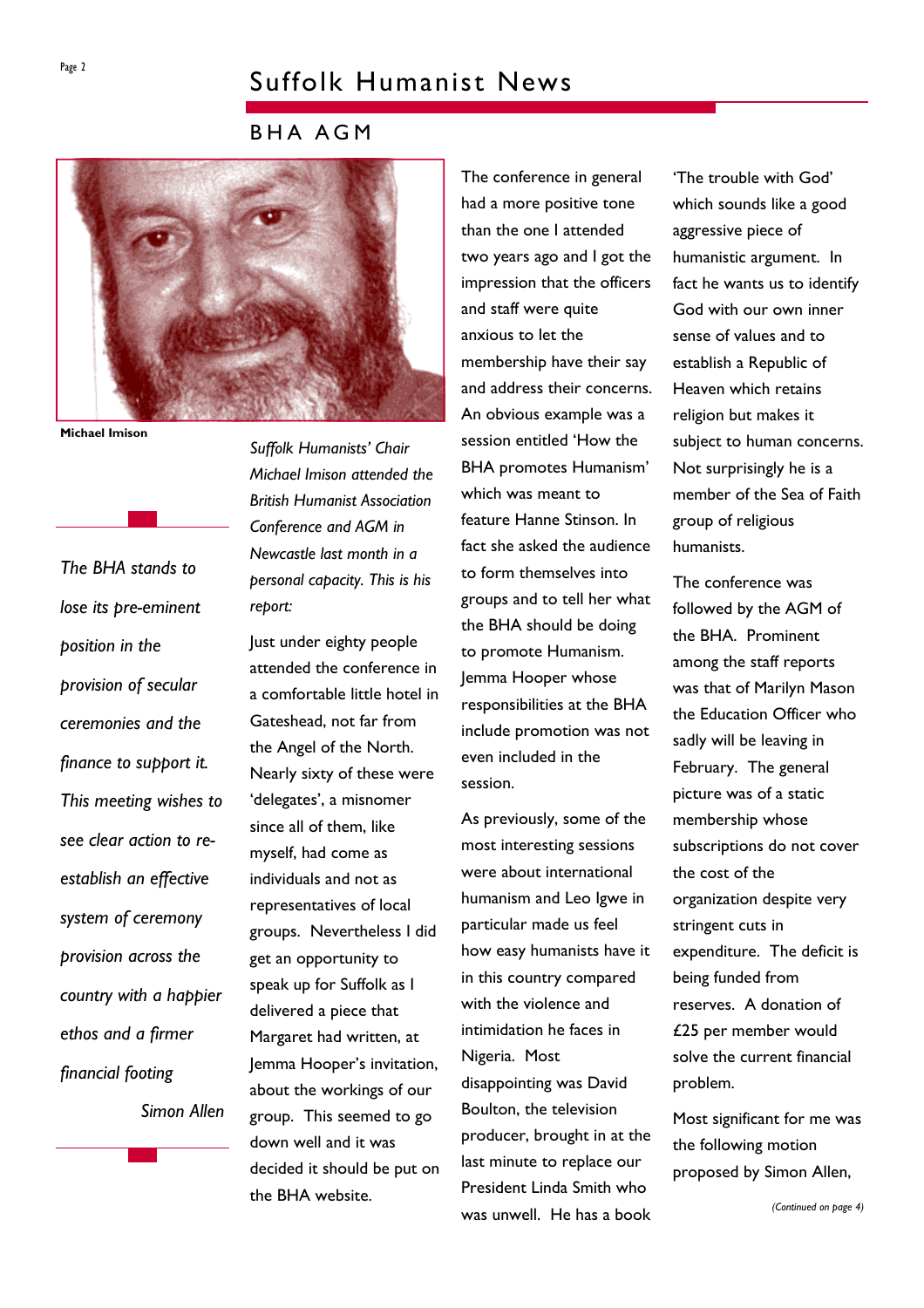## BHA AGM

Michael Imison

> *The BHA stands to lose its pre-eminent position in the provision of secular ceremonies and the finance to support it. This meeting wishes to see clear action to re-establish an effective system of ceremony provision across the country with a happier ethos and a firmer financial footing*
>
> *Simon Allen*

*Suffolk Humanists' Chair Michael Imison attended the British Humanist Association Conference and AGM in Newcastle last month in a personal capacity. This is his report:*

Just under eighty people attended the conference in a comfortable little hotel in Gateshead, not far from the Angel of the North. Nearly sixty of these were 'delegates', a misnomer since all of them, like myself, had come as individuals and not as representatives of local groups. Nevertheless I did get an opportunity to speak up for Suffolk as I delivered a piece that Margaret had written, at Jemma Hooper's invitation, about the workings of our group. This seemed to go down well and it was decided it should be put on the BHA website.

The conference in general had a more positive tone than the one I attended two years ago and I got the impression that the officers and staff were quite anxious to let the membership have their say and address their concerns. An obvious example was a session entitled 'How the BHA promotes Humanism' which was meant to feature Hanne Stinson. In fact she asked the audience to form themselves into groups and to tell her what the BHA should be doing to promote Humanism. Jemma Hooper whose responsibilities at the BHA include promotion was not even included in the session.

As previously, some of the most interesting sessions were about international humanism and Leo Igwe in particular made us feel how easy humanists have it in this country compared with the violence and intimidation he faces in Nigeria. Most disappointing was David Boulton, the television producer, brought in at the last minute to replace our President Linda Smith who was unwell. He has a book 'The trouble with God' which sounds like a good aggressive piece of humanistic argument. In fact he wants us to identify God with our own inner sense of values and to establish a Republic of Heaven which retains religion but makes it subject to human concerns. Not surprisingly he is a member of the Sea of Faith group of religious humanists.

The conference was followed by the AGM of the BHA. Prominent among the staff reports was that of Marilyn Mason the Education Officer who sadly will be leaving in February. The general picture was of a static membership whose subscriptions do not cover the cost of the organization despite very stringent cuts in expenditure. The deficit is being funded from reserves. A donation of £25 per member would solve the current financial problem.

Most significant for me was the following motion proposed by Simon Allen,

*(Continued on page 4)*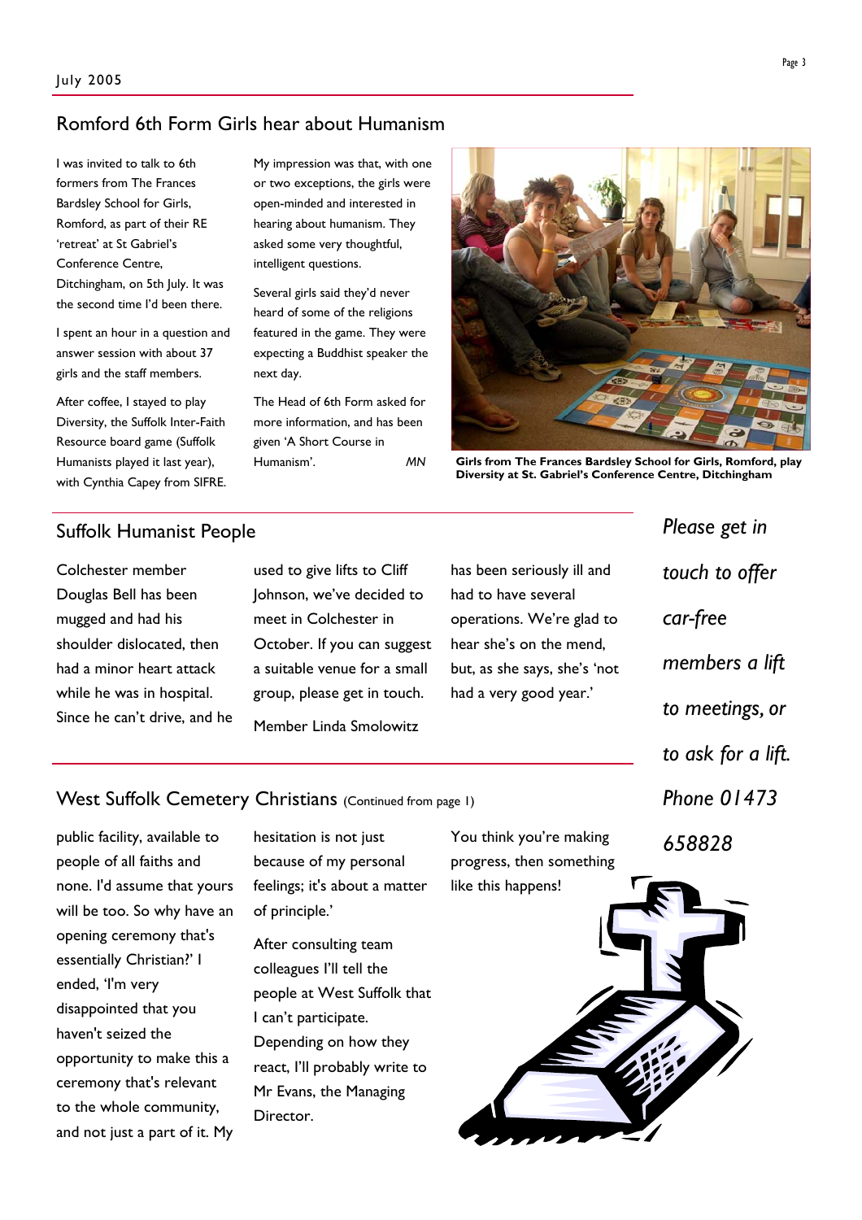## Romford 6th Form Girls hear about Humanism

I was invited to talk to 6th formers from The Frances Bardsley School for Girls, Romford, as part of their RE 'retreat' at St Gabriel's Conference Centre, Ditchingham, on 5th July. It was the second time I'd been there.

I spent an hour in a question and answer session with about 37 girls and the staff members.

After coffee, I stayed to play Diversity, the Suffolk Inter-Faith Resource board game (Suffolk Humanists played it last year), with Cynthia Capey from SIFRE.

My impression was that, with one or two exceptions, the girls were open-minded and interested in hearing about humanism. They asked some very thoughtful, intelligent questions.

Several girls said they'd never heard of some of the religions featured in the game. They were expecting a Buddhist speaker the next day.

The Head of 6th Form asked for more information, and has been given 'A Short Course in Humanism'. *MN*

**Girls from The Frances Bardsley School for Girls, Romford, play Diversity at St. Gabriel's Conference Centre, Ditchingham**

## Suffolk Humanist People

Colchester member Douglas Bell has been mugged and had his shoulder dislocated, then had a minor heart attack while he was in hospital. Since he can't drive, and he used to give lifts to Cliff Johnson, we've decided to meet in Colchester in October. If you can suggest a suitable venue for a small group, please get in touch.

Member Linda Smolowitz has been seriously ill and had to have several operations. We're glad to hear she's on the mend, but, as she says, she's 'not had a very good year.'

*Please get in touch to offer car-free members a lift to meetings, or to ask for a lift. Phone 01473 658828*

## West Suffolk Cemetery Christians (Continued from page 1)

public facility, available to people of all faiths and none. I'd assume that yours will be too. So why have an opening ceremony that's essentially Christian?' I ended, 'I'm very disappointed that you haven't seized the opportunity to make this a ceremony that's relevant to the whole community, and not just a part of it. My hesitation is not just because of my personal feelings; it's about a matter of principle.'

After consulting team colleagues I'll tell the people at West Suffolk that I can't participate. Depending on how they react, I'll probably write to Mr Evans, the Managing Director.

You think you're making progress, then something like this happens!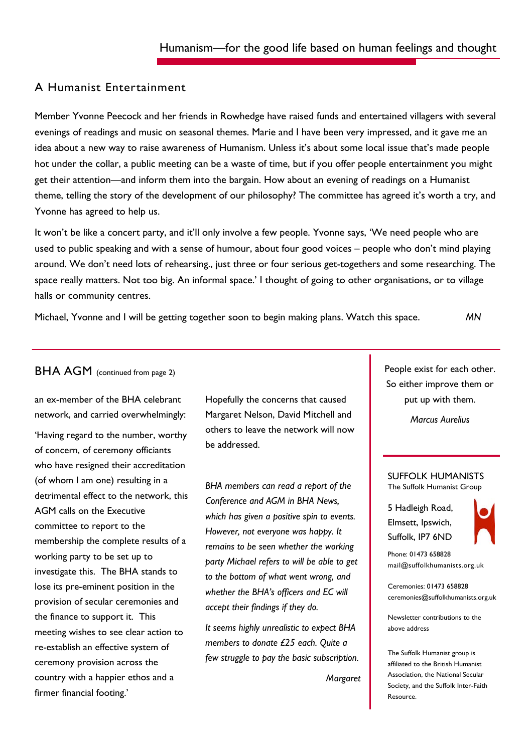Humanism—for the good life based on human feelings and thought

## A Humanist Entertainment

Member Yvonne Peecock and her friends in Rowhedge have raised funds and entertained villagers with several evenings of readings and music on seasonal themes. Marie and I have been very impressed, and it gave me an idea about a new way to raise awareness of Humanism. Unless it's about some local issue that's made people hot under the collar, a public meeting can be a waste of time, but if you offer people entertainment you might get their attention—and inform them into the bargain. How about an evening of readings on a Humanist theme, telling the story of the development of our philosophy? The committee has agreed it's worth a try, and Yvonne has agreed to help us.

It won't be like a concert party, and it'll only involve a few people. Yvonne says, 'We need people who are used to public speaking and with a sense of humour, about four good voices – people who don't mind playing around. We don't need lots of rehearsing., just three or four serious get-togethers and some researching. The space really matters. Not too big. An informal space.' I thought of going to other organisations, or to village halls or community centres.

Michael, Yvonne and I will be getting together soon to begin making plans. Watch this space. *MN*

## BHA AGM (continued from page 2)

an ex-member of the BHA celebrant network, and carried overwhelmingly:

'Having regard to the number, worthy of concern, of ceremony officiants who have resigned their accreditation (of whom I am one) resulting in a detrimental effect to the network, this AGM calls on the Executive committee to report to the membership the complete results of a working party to be set up to investigate this. The BHA stands to lose its pre-eminent position in the provision of secular ceremonies and the finance to support it. This meeting wishes to see clear action to re-establish an effective system of ceremony provision across the country with a happier ethos and a firmer financial footing.'

Hopefully the concerns that caused Margaret Nelson, David Mitchell and others to leave the network will now be addressed.

*BHA members can read a report of the Conference and AGM in BHA News, which has given a positive spin to events. However, not everyone was happy. It remains to be seen whether the working party Michael refers to will be able to get to the bottom of what went wrong, and whether the BHA's officers and EC will accept their findings if they do.*

*It seems highly unrealistic to expect BHA members to donate £25 each. Quite a few struggle to pay the basic subscription.*

*Margaret*

People exist for each other. So either improve them or put up with them.

*Marcus Aurelius*

SUFFOLK HUMANISTS
The Suffolk Humanist Group

5 Hadleigh Road,
Elmsett, Ipswich,
Suffolk, IP7 6ND

Phone: 01473 658828
mail@suffolkhumanists.org.uk

Ceremonies: 01473 658828
ceremonies@suffolkhumanists.org.uk

Newsletter contributions to the above address

The Suffolk Humanist group is affiliated to the British Humanist Association, the National Secular Society, and the Suffolk Inter-Faith Resource.